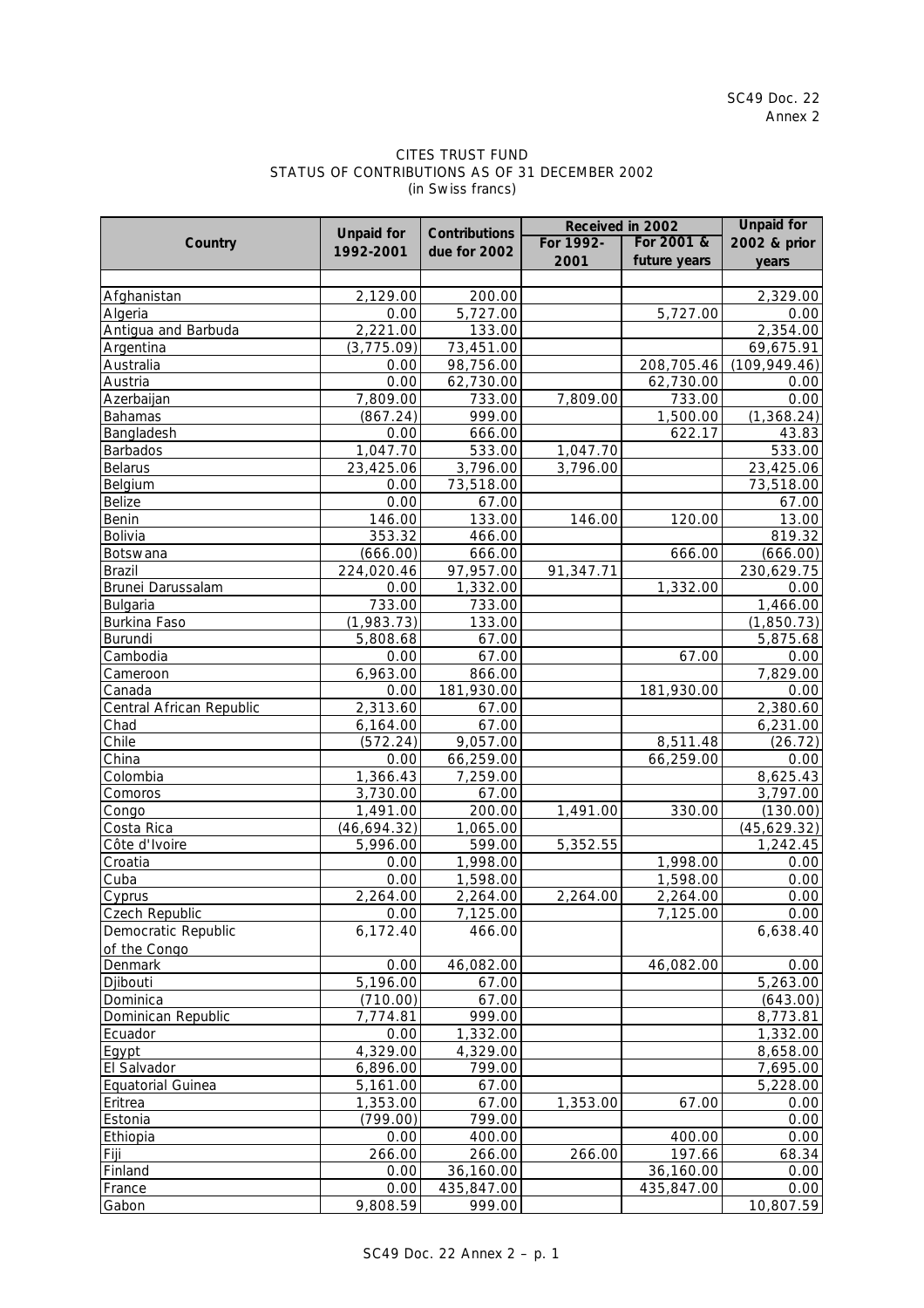SC49 Doc. 22
Annex 2

CITES TRUST FUND
STATUS OF CONTRIBUTIONS AS OF 31 DECEMBER 2002
(in Swiss francs)

| Country | Unpaid for 1992-2001 | Contributions due for 2002 | Received in 2002 | | Unpaid for 2002 & prior years |
|---|---|---|---|---|---|
| | | | For 1992-2001 | For 2001 & future years | |
| Afghanistan | 2,129.00 | 200.00 | | | 2,329.00 |
| Algeria | 0.00 | 5,727.00 | | 5,727.00 | 0.00 |
| Antigua and Barbuda | 2,221.00 | 133.00 | | | 2,354.00 |
| Argentina | (3,775.09) | 73,451.00 | | | 69,675.91 |
| Australia | 0.00 | 98,756.00 | | 208,705.46 | (109,949.46) |
| Austria | 0.00 | 62,730.00 | | 62,730.00 | 0.00 |
| Azerbaijan | 7,809.00 | 733.00 | 7,809.00 | 733.00 | 0.00 |
| Bahamas | (867.24) | 999.00 | | 1,500.00 | (1,368.24) |
| Bangladesh | 0.00 | 666.00 | | 622.17 | 43.83 |
| Barbados | 1,047.70 | 533.00 | 1,047.70 | | 533.00 |
| Belarus | 23,425.06 | 3,796.00 | 3,796.00 | | 23,425.06 |
| Belgium | 0.00 | 73,518.00 | | | 73,518.00 |
| Belize | 0.00 | 67.00 | | | 67.00 |
| Benin | 146.00 | 133.00 | 146.00 | 120.00 | 13.00 |
| Bolivia | 353.32 | 466.00 | | | 819.32 |
| Botswana | (666.00) | 666.00 | | 666.00 | (666.00) |
| Brazil | 224,020.46 | 97,957.00 | 91,347.71 | | 230,629.75 |
| Brunei Darussalam | 0.00 | 1,332.00 | | 1,332.00 | 0.00 |
| Bulgaria | 733.00 | 733.00 | | | 1,466.00 |
| Burkina Faso | (1,983.73) | 133.00 | | | (1,850.73) |
| Burundi | 5,808.68 | 67.00 | | | 5,875.68 |
| Cambodia | 0.00 | 67.00 | | 67.00 | 0.00 |
| Cameroon | 6,963.00 | 866.00 | | | 7,829.00 |
| Canada | 0.00 | 181,930.00 | | 181,930.00 | 0.00 |
| Central African Republic | 2,313.60 | 67.00 | | | 2,380.60 |
| Chad | 6,164.00 | 67.00 | | | 6,231.00 |
| Chile | (572.24) | 9,057.00 | | 8,511.48 | (26.72) |
| China | 0.00 | 66,259.00 | | 66,259.00 | 0.00 |
| Colombia | 1,366.43 | 7,259.00 | | | 8,625.43 |
| Comoros | 3,730.00 | 67.00 | | | 3,797.00 |
| Congo | 1,491.00 | 200.00 | 1,491.00 | 330.00 | (130.00) |
| Costa Rica | (46,694.32) | 1,065.00 | | | (45,629.32) |
| Côte d'Ivoire | 5,996.00 | 599.00 | 5,352.55 | | 1,242.45 |
| Croatia | 0.00 | 1,998.00 | | 1,998.00 | 0.00 |
| Cuba | 0.00 | 1,598.00 | | 1,598.00 | 0.00 |
| Cyprus | 2,264.00 | 2,264.00 | 2,264.00 | 2,264.00 | 0.00 |
| Czech Republic | 0.00 | 7,125.00 | | 7,125.00 | 0.00 |
| Democratic Republic of the Congo | 6,172.40 | 466.00 | | | 6,638.40 |
| Denmark | 0.00 | 46,082.00 | | 46,082.00 | 0.00 |
| Djibouti | 5,196.00 | 67.00 | | | 5,263.00 |
| Dominica | (710.00) | 67.00 | | | (643.00) |
| Dominican Republic | 7,774.81 | 999.00 | | | 8,773.81 |
| Ecuador | 0.00 | 1,332.00 | | | 1,332.00 |
| Egypt | 4,329.00 | 4,329.00 | | | 8,658.00 |
| El Salvador | 6,896.00 | 799.00 | | | 7,695.00 |
| Equatorial Guinea | 5,161.00 | 67.00 | | | 5,228.00 |
| Eritrea | 1,353.00 | 67.00 | 1,353.00 | 67.00 | 0.00 |
| Estonia | (799.00) | 799.00 | | | 0.00 |
| Ethiopia | 0.00 | 400.00 | | 400.00 | 0.00 |
| Fiji | 266.00 | 266.00 | 266.00 | 197.66 | 68.34 |
| Finland | 0.00 | 36,160.00 | | 36,160.00 | 0.00 |
| France | 0.00 | 435,847.00 | | 435,847.00 | 0.00 |
| Gabon | 9,808.59 | 999.00 | | | 10,807.59 |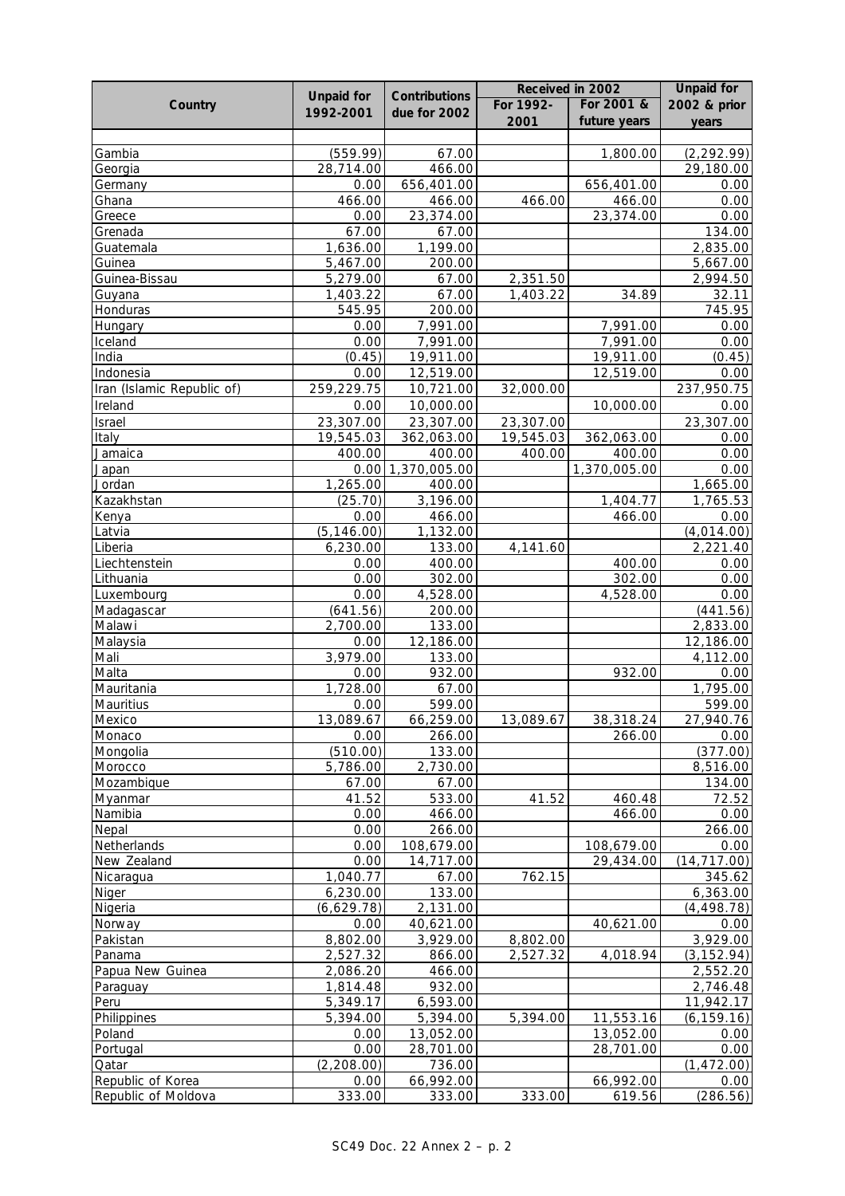| Country | Unpaid for 1992-2001 | Contributions due for 2002 | Received in 2002 | | Unpaid for 2002 & prior years |
|---|---|---|---|---|---|
| | | | For 1992-2001 | For 2001 & future years | |
| Gambia | (559.99) | 67.00 | | 1,800.00 | (2,292.99) |
| Georgia | 28,714.00 | 466.00 | | | 29,180.00 |
| Germany | 0.00 | 656,401.00 | | 656,401.00 | 0.00 |
| Ghana | 466.00 | 466.00 | 466.00 | 466.00 | 0.00 |
| Greece | 0.00 | 23,374.00 | | 23,374.00 | 0.00 |
| Grenada | 67.00 | 67.00 | | | 134.00 |
| Guatemala | 1,636.00 | 1,199.00 | | | 2,835.00 |
| Guinea | 5,467.00 | 200.00 | | | 5,667.00 |
| Guinea-Bissau | 5,279.00 | 67.00 | 2,351.50 | | 2,994.50 |
| Guyana | 1,403.22 | 67.00 | 1,403.22 | 34.89 | 32.11 |
| Honduras | 545.95 | 200.00 | | | 745.95 |
| Hungary | 0.00 | 7,991.00 | | 7,991.00 | 0.00 |
| Iceland | 0.00 | 7,991.00 | | 7,991.00 | 0.00 |
| India | (0.45) | 19,911.00 | | 19,911.00 | (0.45) |
| Indonesia | 0.00 | 12,519.00 | | 12,519.00 | 0.00 |
| Iran (Islamic Republic of) | 259,229.75 | 10,721.00 | 32,000.00 | | 237,950.75 |
| Ireland | 0.00 | 10,000.00 | | 10,000.00 | 0.00 |
| Israel | 23,307.00 | 23,307.00 | 23,307.00 | | 23,307.00 |
| Italy | 19,545.03 | 362,063.00 | 19,545.03 | 362,063.00 | 0.00 |
| Jamaica | 400.00 | 400.00 | 400.00 | 400.00 | 0.00 |
| Japan | 0.00 | 1,370,005.00 | | 1,370,005.00 | 0.00 |
| Jordan | 1,265.00 | 400.00 | | | 1,665.00 |
| Kazakhstan | (25.70) | 3,196.00 | | 1,404.77 | 1,765.53 |
| Kenya | 0.00 | 466.00 | | 466.00 | 0.00 |
| Latvia | (5,146.00) | 1,132.00 | | | (4,014.00) |
| Liberia | 6,230.00 | 133.00 | 4,141.60 | | 2,221.40 |
| Liechtenstein | 0.00 | 400.00 | | 400.00 | 0.00 |
| Lithuania | 0.00 | 302.00 | | 302.00 | 0.00 |
| Luxembourg | 0.00 | 4,528.00 | | 4,528.00 | 0.00 |
| Madagascar | (641.56) | 200.00 | | | (441.56) |
| Malawi | 2,700.00 | 133.00 | | | 2,833.00 |
| Malaysia | 0.00 | 12,186.00 | | | 12,186.00 |
| Mali | 3,979.00 | 133.00 | | | 4,112.00 |
| Malta | 0.00 | 932.00 | | 932.00 | 0.00 |
| Mauritania | 1,728.00 | 67.00 | | | 1,795.00 |
| Mauritius | 0.00 | 599.00 | | | 599.00 |
| Mexico | 13,089.67 | 66,259.00 | 13,089.67 | 38,318.24 | 27,940.76 |
| Monaco | 0.00 | 266.00 | | 266.00 | 0.00 |
| Mongolia | (510.00) | 133.00 | | | (377.00) |
| Morocco | 5,786.00 | 2,730.00 | | | 8,516.00 |
| Mozambique | 67.00 | 67.00 | | | 134.00 |
| Myanmar | 41.52 | 533.00 | 41.52 | 460.48 | 72.52 |
| Namibia | 0.00 | 466.00 | | 466.00 | 0.00 |
| Nepal | 0.00 | 266.00 | | | 266.00 |
| Netherlands | 0.00 | 108,679.00 | | 108,679.00 | 0.00 |
| New Zealand | 0.00 | 14,717.00 | | 29,434.00 | (14,717.00) |
| Nicaragua | 1,040.77 | 67.00 | 762.15 | | 345.62 |
| Niger | 6,230.00 | 133.00 | | | 6,363.00 |
| Nigeria | (6,629.78) | 2,131.00 | | | (4,498.78) |
| Norway | 0.00 | 40,621.00 | | 40,621.00 | 0.00 |
| Pakistan | 8,802.00 | 3,929.00 | 8,802.00 | | 3,929.00 |
| Panama | 2,527.32 | 866.00 | 2,527.32 | 4,018.94 | (3,152.94) |
| Papua New Guinea | 2,086.20 | 466.00 | | | 2,552.20 |
| Paraguay | 1,814.48 | 932.00 | | | 2,746.48 |
| Peru | 5,349.17 | 6,593.00 | | | 11,942.17 |
| Philippines | 5,394.00 | 5,394.00 | 5,394.00 | 11,553.16 | (6,159.16) |
| Poland | 0.00 | 13,052.00 | | 13,052.00 | 0.00 |
| Portugal | 0.00 | 28,701.00 | | 28,701.00 | 0.00 |
| Qatar | (2,208.00) | 736.00 | | | (1,472.00) |
| Republic of Korea | 0.00 | 66,992.00 | | 66,992.00 | 0.00 |
| Republic of Moldova | 333.00 | 333.00 | 333.00 | 619.56 | (286.56) |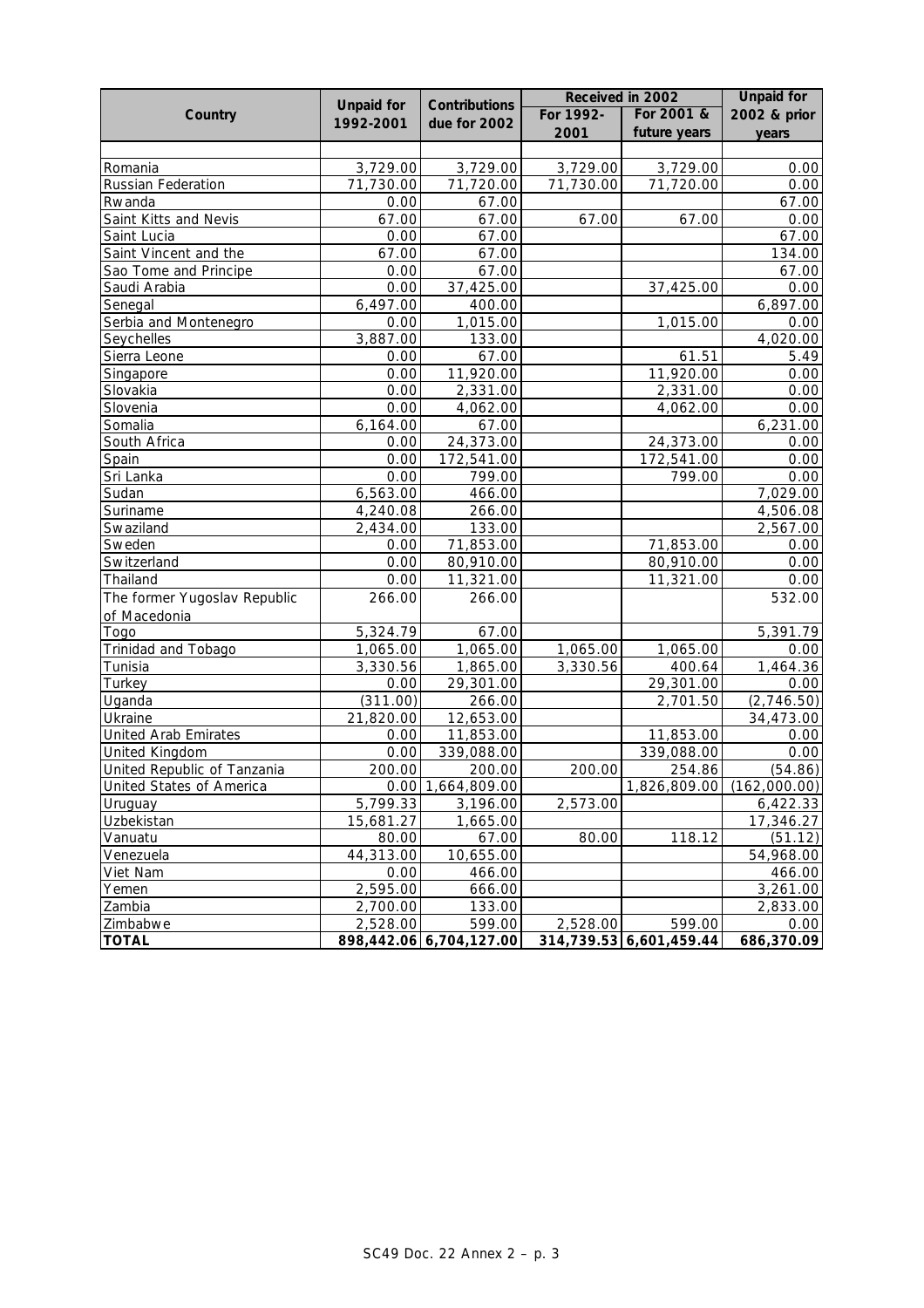| Country | Unpaid for 1992-2001 | Contributions due for 2002 | Received in 2002 | | Unpaid for 2002 & prior years |
|---|---|---|---|---|---|
| | | | For 1992-2001 | For 2001 & future years | |
| Romania | 3,729.00 | 3,729.00 | 3,729.00 | 3,729.00 | 0.00 |
| Russian Federation | 71,730.00 | 71,720.00 | 71,730.00 | 71,720.00 | 0.00 |
| Rwanda | 0.00 | 67.00 | | | 67.00 |
| Saint Kitts and Nevis | 67.00 | 67.00 | 67.00 | 67.00 | 0.00 |
| Saint Lucia | 0.00 | 67.00 | | | 67.00 |
| Saint Vincent and the | 67.00 | 67.00 | | | 134.00 |
| Sao Tome and Principe | 0.00 | 67.00 | | | 67.00 |
| Saudi Arabia | 0.00 | 37,425.00 | | 37,425.00 | 0.00 |
| Senegal | 6,497.00 | 400.00 | | | 6,897.00 |
| Serbia and Montenegro | 0.00 | 1,015.00 | | 1,015.00 | 0.00 |
| Seychelles | 3,887.00 | 133.00 | | | 4,020.00 |
| Sierra Leone | 0.00 | 67.00 | | 61.51 | 5.49 |
| Singapore | 0.00 | 11,920.00 | | 11,920.00 | 0.00 |
| Slovakia | 0.00 | 2,331.00 | | 2,331.00 | 0.00 |
| Slovenia | 0.00 | 4,062.00 | | 4,062.00 | 0.00 |
| Somalia | 6,164.00 | 67.00 | | | 6,231.00 |
| South Africa | 0.00 | 24,373.00 | | 24,373.00 | 0.00 |
| Spain | 0.00 | 172,541.00 | | 172,541.00 | 0.00 |
| Sri Lanka | 0.00 | 799.00 | | 799.00 | 0.00 |
| Sudan | 6,563.00 | 466.00 | | | 7,029.00 |
| Suriname | 4,240.08 | 266.00 | | | 4,506.08 |
| Swaziland | 2,434.00 | 133.00 | | | 2,567.00 |
| Sweden | 0.00 | 71,853.00 | | 71,853.00 | 0.00 |
| Switzerland | 0.00 | 80,910.00 | | 80,910.00 | 0.00 |
| Thailand | 0.00 | 11,321.00 | | 11,321.00 | 0.00 |
| The former Yugoslav Republic of Macedonia | 266.00 | 266.00 | | | 532.00 |
| Togo | 5,324.79 | 67.00 | | | 5,391.79 |
| Trinidad and Tobago | 1,065.00 | 1,065.00 | 1,065.00 | 1,065.00 | 0.00 |
| Tunisia | 3,330.56 | 1,865.00 | 3,330.56 | 400.64 | 1,464.36 |
| Turkey | 0.00 | 29,301.00 | | 29,301.00 | 0.00 |
| Uganda | (311.00) | 266.00 | | 2,701.50 | (2,746.50) |
| Ukraine | 21,820.00 | 12,653.00 | | | 34,473.00 |
| United Arab Emirates | 0.00 | 11,853.00 | | 11,853.00 | 0.00 |
| United Kingdom | 0.00 | 339,088.00 | | 339,088.00 | 0.00 |
| United Republic of Tanzania | 200.00 | 200.00 | 200.00 | 254.86 | (54.86) |
| United States of America | 0.00 | 1,664,809.00 | | 1,826,809.00 | (162,000.00) |
| Uruguay | 5,799.33 | 3,196.00 | 2,573.00 | | 6,422.33 |
| Uzbekistan | 15,681.27 | 1,665.00 | | | 17,346.27 |
| Vanuatu | 80.00 | 67.00 | 80.00 | 118.12 | (51.12) |
| Venezuela | 44,313.00 | 10,655.00 | | | 54,968.00 |
| Viet Nam | 0.00 | 466.00 | | | 466.00 |
| Yemen | 2,595.00 | 666.00 | | | 3,261.00 |
| Zambia | 2,700.00 | 133.00 | | | 2,833.00 |
| Zimbabwe | 2,528.00 | 599.00 | 2,528.00 | 599.00 | 0.00 |
| **TOTAL** | **898,442.06** | **6,704,127.00** | **314,739.53** | **6,601,459.44** | **686,370.09** |

SC49 Doc. 22 Annex 2 – p. 3